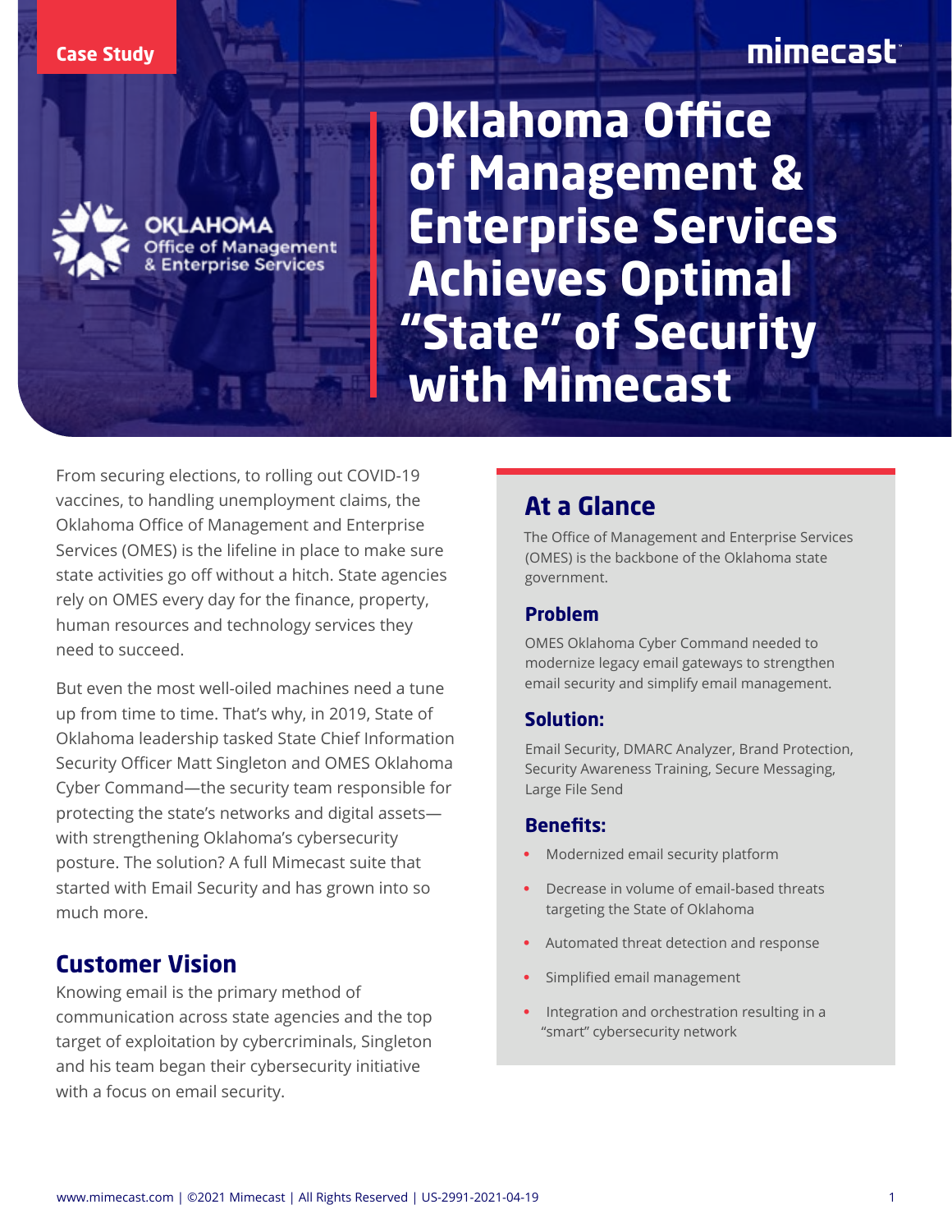Case Study

# Oklahoma Office of Management & Enterprise Services Achieves Optimal "State" of Security with Mimecast

From securing elections, to rolling out COVID-19 vaccines, to handling unemployment claims, the Oklahoma Office of Management and Enterprise Services (OMES) is the lifeline in place to make sure state activities go off without a hitch. State agencies rely on OMES every day for the finance, property, human resources and technology services they need to succeed.

But even the most well-oiled machines need a tune up from time to time. That's why, in 2019, State of Oklahoma leadership tasked State Chief Information Security Officer Matt Singleton and OMES Oklahoma Cyber Command—the security team responsible for protecting the state's networks and digital assets—with strengthening Oklahoma's cybersecurity posture. The solution? A full Mimecast suite that started with Email Security and has grown into so much more.

## Customer Vision

Knowing email is the primary method of communication across state agencies and the top target of exploitation by cybercriminals, Singleton and his team began their cybersecurity initiative with a focus on email security.

## At a Glance

The Office of Management and Enterprise Services (OMES) is the backbone of the Oklahoma state government.

### Problem

OMES Oklahoma Cyber Command needed to modernize legacy email gateways to strengthen email security and simplify email management.

### Solution:

Email Security, DMARC Analyzer, Brand Protection, Security Awareness Training, Secure Messaging, Large File Send

### Benefits:

- Modernized email security platform
- Decrease in volume of email-based threats targeting the State of Oklahoma
- Automated threat detection and response
- Simplified email management
- Integration and orchestration resulting in a "smart" cybersecurity network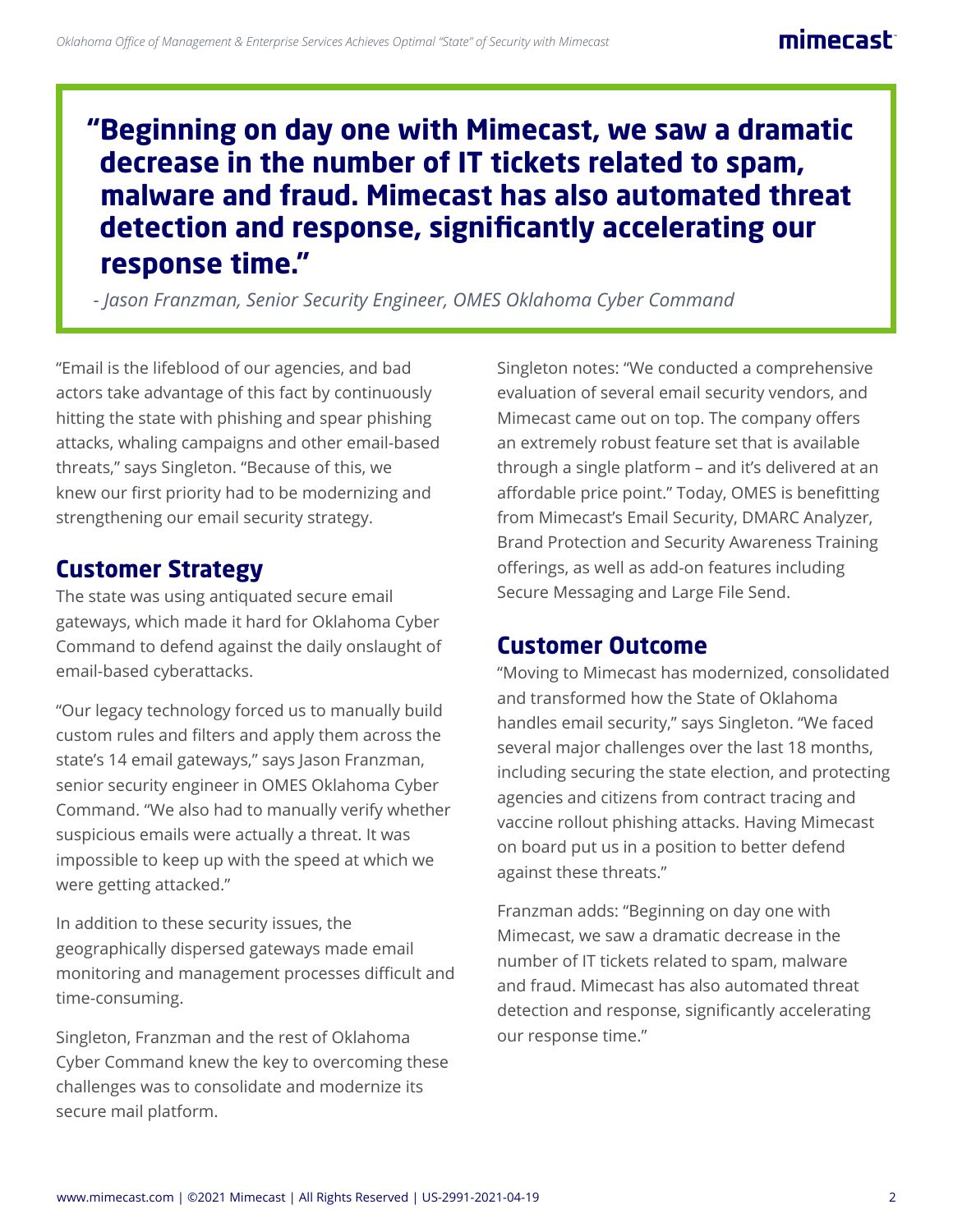> **"Beginning on day one with Mimecast, we saw a dramatic decrease in the number of IT tickets related to spam, malware and fraud. Mimecast has also automated threat detection and response, significantly accelerating our response time."**
>
> *- Jason Franzman, Senior Security Engineer, OMES Oklahoma Cyber Command*

"Email is the lifeblood of our agencies, and bad actors take advantage of this fact by continuously hitting the state with phishing and spear phishing attacks, whaling campaigns and other email-based threats," says Singleton. "Because of this, we knew our first priority had to be modernizing and strengthening our email security strategy.

## Customer Strategy

The state was using antiquated secure email gateways, which made it hard for Oklahoma Cyber Command to defend against the daily onslaught of email-based cyberattacks.

"Our legacy technology forced us to manually build custom rules and filters and apply them across the state's 14 email gateways," says Jason Franzman, senior security engineer in OMES Oklahoma Cyber Command. "We also had to manually verify whether suspicious emails were actually a threat. It was impossible to keep up with the speed at which we were getting attacked."

In addition to these security issues, the geographically dispersed gateways made email monitoring and management processes difficult and time-consuming.

Singleton, Franzman and the rest of Oklahoma Cyber Command knew the key to overcoming these challenges was to consolidate and modernize its secure mail platform.

Singleton notes: "We conducted a comprehensive evaluation of several email security vendors, and Mimecast came out on top. The company offers an extremely robust feature set that is available through a single platform – and it's delivered at an affordable price point." Today, OMES is benefitting from Mimecast's Email Security, DMARC Analyzer, Brand Protection and Security Awareness Training offerings, as well as add-on features including Secure Messaging and Large File Send.

## Customer Outcome

"Moving to Mimecast has modernized, consolidated and transformed how the State of Oklahoma handles email security," says Singleton. "We faced several major challenges over the last 18 months, including securing the state election, and protecting agencies and citizens from contract tracing and vaccine rollout phishing attacks. Having Mimecast on board put us in a position to better defend against these threats."

Franzman adds: "Beginning on day one with Mimecast, we saw a dramatic decrease in the number of IT tickets related to spam, malware and fraud. Mimecast has also automated threat detection and response, significantly accelerating our response time."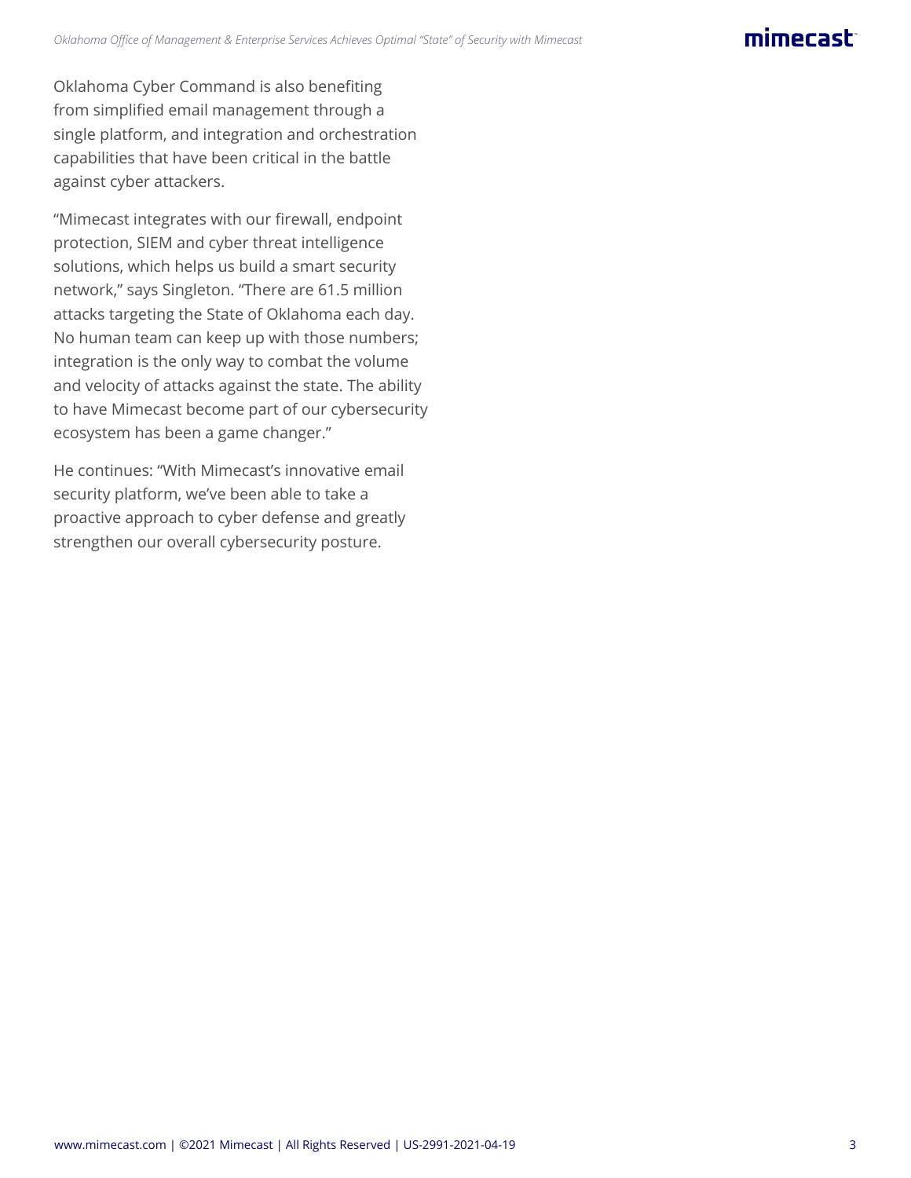Oklahoma Cyber Command is also benefiting from simplified email management through a single platform, and integration and orchestration capabilities that have been critical in the battle against cyber attackers.

“Mimecast integrates with our firewall, endpoint protection, SIEM and cyber threat intelligence solutions, which helps us build a smart security network,” says Singleton. “There are 61.5 million attacks targeting the State of Oklahoma each day. No human team can keep up with those numbers; integration is the only way to combat the volume and velocity of attacks against the state. The ability to have Mimecast become part of our cybersecurity ecosystem has been a game changer.”

He continues: “With Mimecast’s innovative email security platform, we’ve been able to take a proactive approach to cyber defense and greatly strengthen our overall cybersecurity posture.